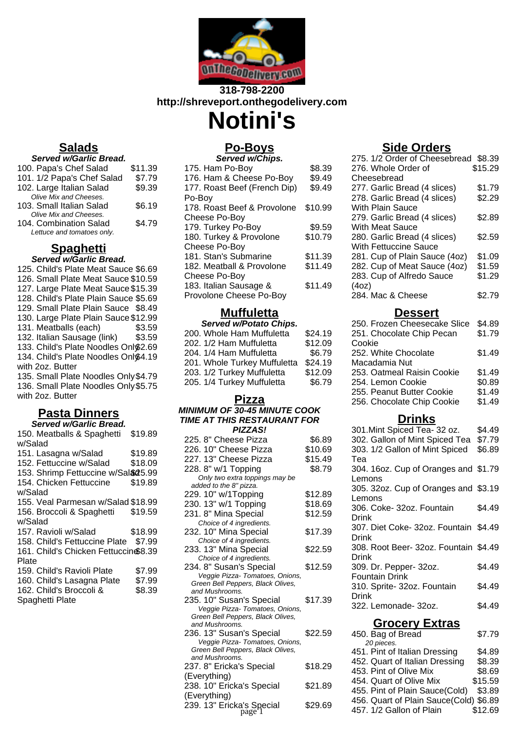318-798-2200
http://shreveport.onthegodelivery.com

# Notini's

## Salads

***Served w/Garlic Bread.***

| Item | Price |
|---|---|
| 100. Papa's Chef Salad | $11.39 |
| 101. 1/2 Papa's Chef Salad | $7.79 |
| 102. Large Italian Salad *Olive Mix and Cheeses.* | $9.39 |
| 103. Small Italian Salad *Olive Mix and Cheeses.* | $6.19 |
| 104. Combination Salad *Lettuce and tomatoes only.* | $4.79 |

## Spaghetti

***Served w/Garlic Bread.***

| Item | Price |
|---|---|
| 125. Child's Plate Meat Sauce | $6.69 |
| 126. Small Plate Meat Sauce | $10.59 |
| 127. Large Plate Meat Sauce | $15.39 |
| 128. Child's Plate Plain Sauce | $5.69 |
| 129. Small Plate Plain Sauce | $8.49 |
| 130. Large Plate Plain Sauce | $12.99 |
| 131. Meatballs (each) | $3.59 |
| 132. Italian Sausage (link) | $3.59 |
| 133. Child's Plate Noodles Only | $2.69 |
| 134. Child's Plate Noodles Only with 2oz. Butter | $4.19 |
| 135. Small Plate Noodles Only | $4.79 |
| 136. Small Plate Noodles Only with 2oz. Butter | $5.75 |

## Pasta Dinners

***Served w/Garlic Bread.***

| Item | Price |
|---|---|
| 150. Meatballs & Spaghetti w/Salad | $19.89 |
| 151. Lasagna w/Salad | $19.89 |
| 152. Fettuccine w/Salad | $18.09 |
| 153. Shrimp Fettuccine w/Salad | $25.99 |
| 154. Chicken Fettuccine w/Salad | $19.89 |
| 155. Veal Parmesan w/Salad | $18.99 |
| 156. Broccoli & Spaghetti w/Salad | $19.59 |
| 157. Ravioli w/Salad | $18.99 |
| 158. Child's Fettuccine Plate | $7.99 |
| 161. Child's Chicken Fettuccine Plate | $8.39 |
| 159. Child's Ravioli Plate | $7.99 |
| 160. Child's Lasagna Plate | $7.99 |
| 162. Child's Broccoli & Spaghetti Plate | $8.39 |

## Po-Boys

***Served w/Chips.***

| Item | Price |
|---|---|
| 175. Ham Po-Boy | $8.39 |
| 176. Ham & Cheese Po-Boy | $9.49 |
| 177. Roast Beef (French Dip) Po-Boy | $9.49 |
| 178. Roast Beef & Provolone Cheese Po-Boy | $10.99 |
| 179. Turkey Po-Boy | $9.59 |
| 180. Turkey & Provolone Cheese Po-Boy | $10.79 |
| 181. Stan's Submarine | $11.39 |
| 182. Meatball & Provolone Cheese Po-Boy | $11.49 |
| 183. Italian Sausage & Provolone Cheese Po-Boy | $11.49 |

## Muffuletta

***Served w/Potato Chips.***

| Item | Price |
|---|---|
| 200. Whole Ham Muffuletta | $24.19 |
| 202. 1/2 Ham Muffuletta | $12.09 |
| 204. 1/4 Ham Muffuletta | $6.79 |
| 201. Whole Turkey Muffuletta | $24.19 |
| 203. 1/2 Turkey Muffuletta | $12.09 |
| 205. 1/4 Turkey Muffuletta | $6.79 |

## Pizza

***MINIMUM OF 30-45 MINUTE COOK TIME AT THIS RESTAURANT FOR PIZZAS!***

| Item | Price |
|---|---|
| 225. 8" Cheese Pizza | $6.89 |
| 226. 10" Cheese Pizza | $10.69 |
| 227. 13" Cheese Pizza | $15.49 |
| 228. 8" w/1 Topping *Only two extra toppings may be added to the 8" pizza.* | $8.79 |
| 229. 10" w/1Topping | $12.89 |
| 230. 13" w/1 Topping | $18.69 |
| 231. 8" Mina Special *Choice of 4 ingredients.* | $12.59 |
| 232. 10" Mina Special *Choice of 4 ingredients.* | $17.39 |
| 233. 13" Mina Special *Choice of 4 ingredients.* | $22.59 |
| 234. 8" Susan's Special *Veggie Pizza- Tomatoes, Onions, Green Bell Peppers, Black Olives, and Mushrooms.* | $12.59 |
| 235. 10" Susan's Special *Veggie Pizza- Tomatoes, Onions, Green Bell Peppers, Black Olives, and Mushrooms.* | $17.39 |
| 236. 13" Susan's Special *Veggie Pizza- Tomatoes, Onions, Green Bell Peppers, Black Olives, and Mushrooms.* | $22.59 |
| 237. 8" Ericka's Special (Everything) | $18.29 |
| 238. 10" Ericka's Special (Everything) | $21.89 |
| 239. 13" Ericka's Special | $29.69 |

## Side Orders

| Item | Price |
|---|---|
| 275. 1/2 Order of Cheesebread | $8.39 |
| 276. Whole Order of Cheesebread | $15.29 |
| 277. Garlic Bread (4 slices) | $1.79 |
| 278. Garlic Bread (4 slices) With Plain Sauce | $2.29 |
| 279. Garlic Bread (4 slices) With Meat Sauce | $2.89 |
| 280. Garlic Bread (4 slices) With Fettuccine Sauce | $2.59 |
| 281. Cup of Plain Sauce (4oz) | $1.09 |
| 282. Cup of Meat Sauce (4oz) | $1.59 |
| 283. Cup of Alfredo Sauce (4oz) | $1.29 |
| 284. Mac & Cheese | $2.79 |

## Dessert

| Item | Price |
|---|---|
| 250. Frozen Cheesecake Slice | $4.89 |
| 251. Chocolate Chip Pecan Cookie | $1.79 |
| 252. White Chocolate Macadamia Nut | $1.49 |
| 253. Oatmeal Raisin Cookie | $1.49 |
| 254. Lemon Cookie | $0.89 |
| 255. Peanut Butter Cookie | $1.49 |
| 256. Chocolate Chip Cookie | $1.49 |

## Drinks

| Item | Price |
|---|---|
| 301.Mint Spiced Tea- 32 oz. | $4.49 |
| 302. Gallon of Mint Spiced Tea | $7.79 |
| 303. 1/2 Gallon of Mint Spiced Tea | $6.89 |
| 304. 16oz. Cup of Oranges and Lemons | $1.79 |
| 305. 32oz. Cup of Oranges and Lemons | $3.19 |
| 306. Coke- 32oz. Fountain Drink | $4.49 |
| 307. Diet Coke- 32oz. Fountain Drink | $4.49 |
| 308. Root Beer- 32oz. Fountain Drink | $4.49 |
| 309. Dr. Pepper- 32oz. Fountain Drink | $4.49 |
| 310. Sprite- 32oz. Fountain Drink | $4.49 |
| 322. Lemonade- 32oz. | $4.49 |

## Grocery Extras

| Item | Price |
|---|---|
| 450. Bag of Bread *20 pieces.* | $7.79 |
| 451. Pint of Italian Dressing | $4.89 |
| 452. Quart of Italian Dressing | $8.39 |
| 453. Pint of Olive Mix | $8.69 |
| 454. Quart of Olive Mix | $15.59 |
| 455. Pint of Plain Sauce(Cold) | $3.89 |
| 456. Quart of Plain Sauce(Cold) | $6.89 |
| 457. 1/2 Gallon of Plain | $12.69 |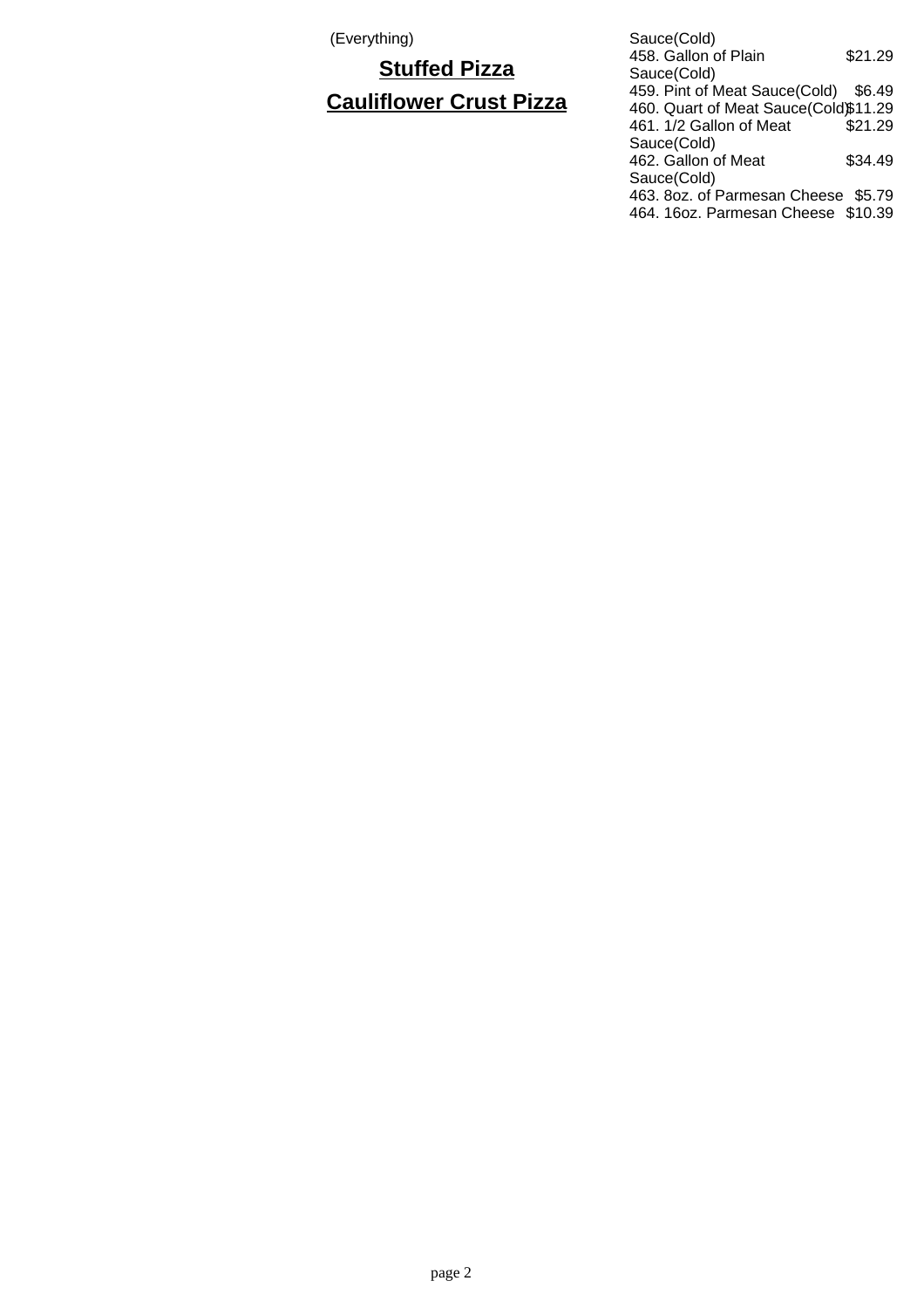(Everything)

**Stuffed Pizza**

**Cauliflower Crust Pizza**

Sauce(Cold)

| | |
|---|---|
| 458. Gallon of Plain Sauce(Cold) | $21.29 |
| 459. Pint of Meat Sauce(Cold) | $6.49 |
| 460. Quart of Meat Sauce(Cold) | $11.29 |
| 461. 1/2 Gallon of Meat Sauce(Cold) | $21.29 |
| 462. Gallon of Meat Sauce(Cold) | $34.49 |
| 463. 8oz. of Parmesan Cheese | $5.79 |
| 464. 16oz. Parmesan Cheese | $10.39 |